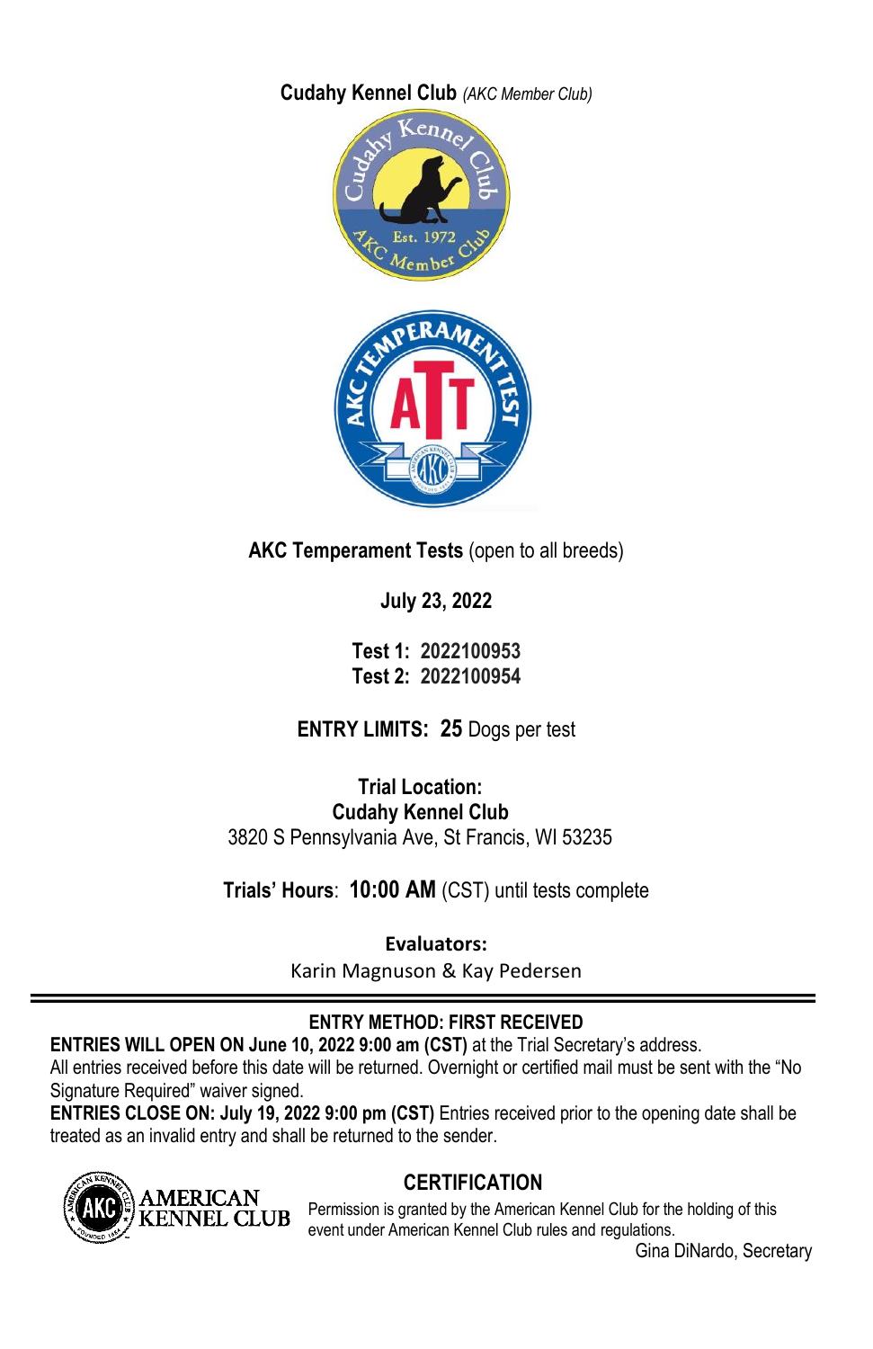**Cudahy Kennel Club** *(AKC Member Club)*

**AKC Temperament Tests** (open to all breeds)

**July 23, 2022**

**Test 1: 2022100953**
**Test 2: 2022100954**

**ENTRY LIMITS: 25** Dogs per test

**Trial Location:**
**Cudahy Kennel Club**
3820 S Pennsylvania Ave, St Francis, WI 53235

**Trials' Hours**: **10:00 AM** (CST) until tests complete

**Evaluators:**
Karin Magnuson & Kay Pedersen

---

**ENTRY METHOD: FIRST RECEIVED**

**ENTRIES WILL OPEN ON June 10, 2022 9:00 am (CST)** at the Trial Secretary's address.
All entries received before this date will be returned. Overnight or certified mail must be sent with the "No Signature Required" waiver signed.
**ENTRIES CLOSE ON: July 19, 2022 9:00 pm (CST)** Entries received prior to the opening date shall be treated as an invalid entry and shall be returned to the sender.

AMERICAN KENNEL CLUB

**CERTIFICATION**

Permission is granted by the American Kennel Club for the holding of this event under American Kennel Club rules and regulations.

Gina DiNardo, Secretary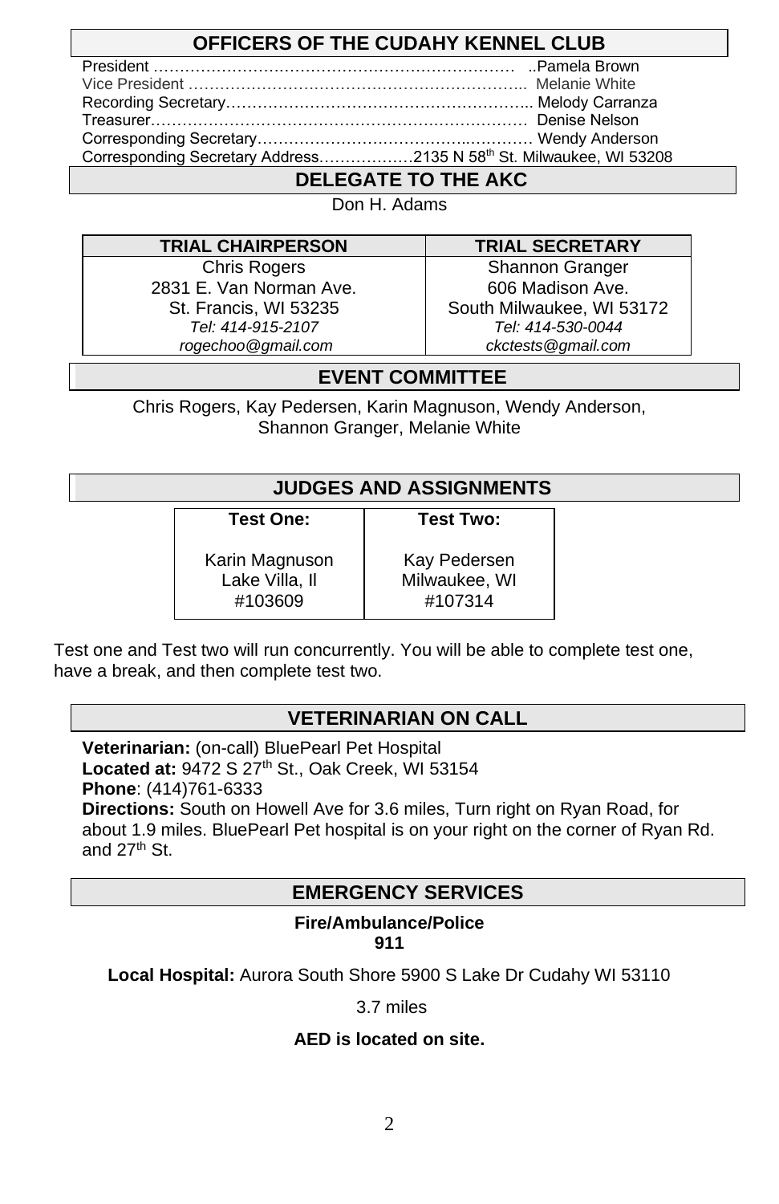## OFFICERS OF THE CUDAHY KENNEL CLUB

President ……………………………………………………………… ..Pamela Brown
Vice President ……………………………………………………….. Melanie White
Recording Secretary………………………………………………….. Melody Carranza
Treasurer………………………………………………………………. Denise Nelson
Corresponding Secretary………………………………..………… Wendy Anderson
Corresponding Secretary Address………………2135 N 58th St. Milwaukee, WI 53208

## DELEGATE TO THE AKC

Don H. Adams

| TRIAL CHAIRPERSON | TRIAL SECRETARY |
|---|---|
| Chris Rogers | Shannon Granger |
| 2831 E. Van Norman Ave. | 606 Madison Ave. |
| St. Francis, WI 53235 | South Milwaukee, WI 53172 |
| *Tel: 414-915-2107* | *Tel: 414-530-0044* |
| *rogechoo@gmail.com* | *ckctests@gmail.com* |

## EVENT COMMITTEE

Chris Rogers, Kay Pedersen, Karin Magnuson, Wendy Anderson, Shannon Granger, Melanie White

## JUDGES AND ASSIGNMENTS

| Test One: | Test Two: |
|---|---|
| Karin Magnuson | Kay Pedersen |
| Lake Villa, Il | Milwaukee, WI |
| #103609 | #107314 |

Test one and Test two will run concurrently. You will be able to complete test one, have a break, and then complete test two.

## VETERINARIAN ON CALL

**Veterinarian:** (on-call) BluePearl Pet Hospital
**Located at:** 9472 S 27th St., Oak Creek, WI 53154
**Phone**: (414)761-6333
**Directions:** South on Howell Ave for 3.6 miles, Turn right on Ryan Road, for about 1.9 miles. BluePearl Pet hospital is on your right on the corner of Ryan Rd. and 27th St.

## EMERGENCY SERVICES

**Fire/Ambulance/Police**
**911**

**Local Hospital:** Aurora South Shore 5900 S Lake Dr Cudahy WI 53110

3.7 miles

**AED is located on site.**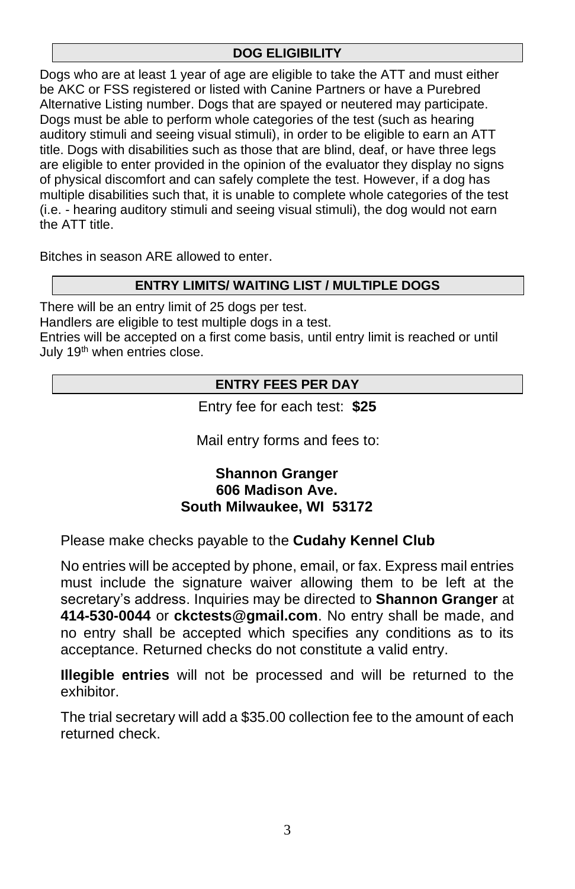## DOG ELIGIBILITY

Dogs who are at least 1 year of age are eligible to take the ATT and must either be AKC or FSS registered or listed with Canine Partners or have a Purebred Alternative Listing number. Dogs that are spayed or neutered may participate. Dogs must be able to perform whole categories of the test (such as hearing auditory stimuli and seeing visual stimuli), in order to be eligible to earn an ATT title. Dogs with disabilities such as those that are blind, deaf, or have three legs are eligible to enter provided in the opinion of the evaluator they display no signs of physical discomfort and can safely complete the test. However, if a dog has multiple disabilities such that, it is unable to complete whole categories of the test (i.e. - hearing auditory stimuli and seeing visual stimuli), the dog would not earn the ATT title.

Bitches in season ARE allowed to enter.

## ENTRY LIMITS/ WAITING LIST / MULTIPLE DOGS

There will be an entry limit of 25 dogs per test.
Handlers are eligible to test multiple dogs in a test.
Entries will be accepted on a first come basis, until entry limit is reached or until July 19th when entries close.

## ENTRY FEES PER DAY

Entry fee for each test: **$25**

Mail entry forms and fees to:

**Shannon Granger**
**606 Madison Ave.**
**South Milwaukee, WI 53172**

Please make checks payable to the **Cudahy Kennel Club**

No entries will be accepted by phone, email, or fax. Express mail entries must include the signature waiver allowing them to be left at the secretary's address. Inquiries may be directed to **Shannon Granger** at **414-530-0044** or **ckctests@gmail.com**. No entry shall be made, and no entry shall be accepted which specifies any conditions as to its acceptance. Returned checks do not constitute a valid entry.

**Illegible entries** will not be processed and will be returned to the exhibitor.

The trial secretary will add a $35.00 collection fee to the amount of each returned check.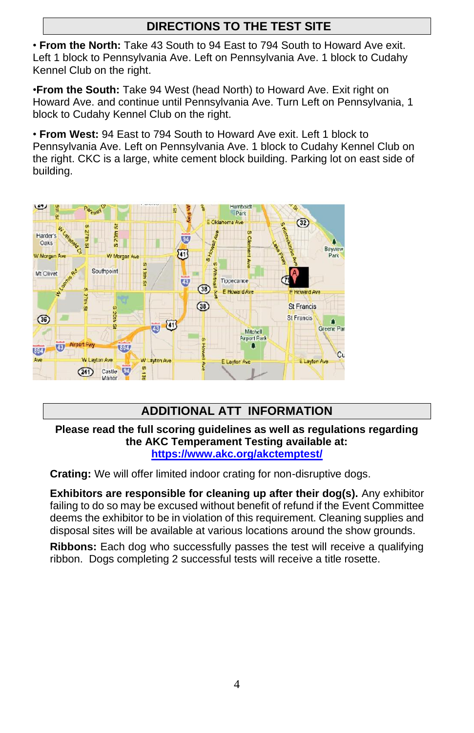## DIRECTIONS TO THE TEST SITE

• **From the North:** Take 43 South to 94 East to 794 South to Howard Ave exit. Left 1 block to Pennsylvania Ave. Left on Pennsylvania Ave. 1 block to Cudahy Kennel Club on the right.

•**From the South:** Take 94 West (head North) to Howard Ave. Exit right on Howard Ave. and continue until Pennsylvania Ave. Turn Left on Pennsylvania, 1 block to Cudahy Kennel Club on the right.

• **From West:** 94 East to 794 South to Howard Ave exit. Left 1 block to Pennsylvania Ave. Left on Pennsylvania Ave. 1 block to Cudahy Kennel Club on the right. CKC is a large, white cement block building. Parking lot on east side of building.

## ADDITIONAL ATT INFORMATION

**Please read the full scoring guidelines as well as regulations regarding the AKC Temperament Testing available at:**
**https://www.akc.org/akctemptest/**

**Crating:** We will offer limited indoor crating for non-disruptive dogs.

**Exhibitors are responsible for cleaning up after their dog(s).** Any exhibitor failing to do so may be excused without benefit of refund if the Event Committee deems the exhibitor to be in violation of this requirement. Cleaning supplies and disposal sites will be available at various locations around the show grounds.

**Ribbons:** Each dog who successfully passes the test will receive a qualifying ribbon. Dogs completing 2 successful tests will receive a title rosette.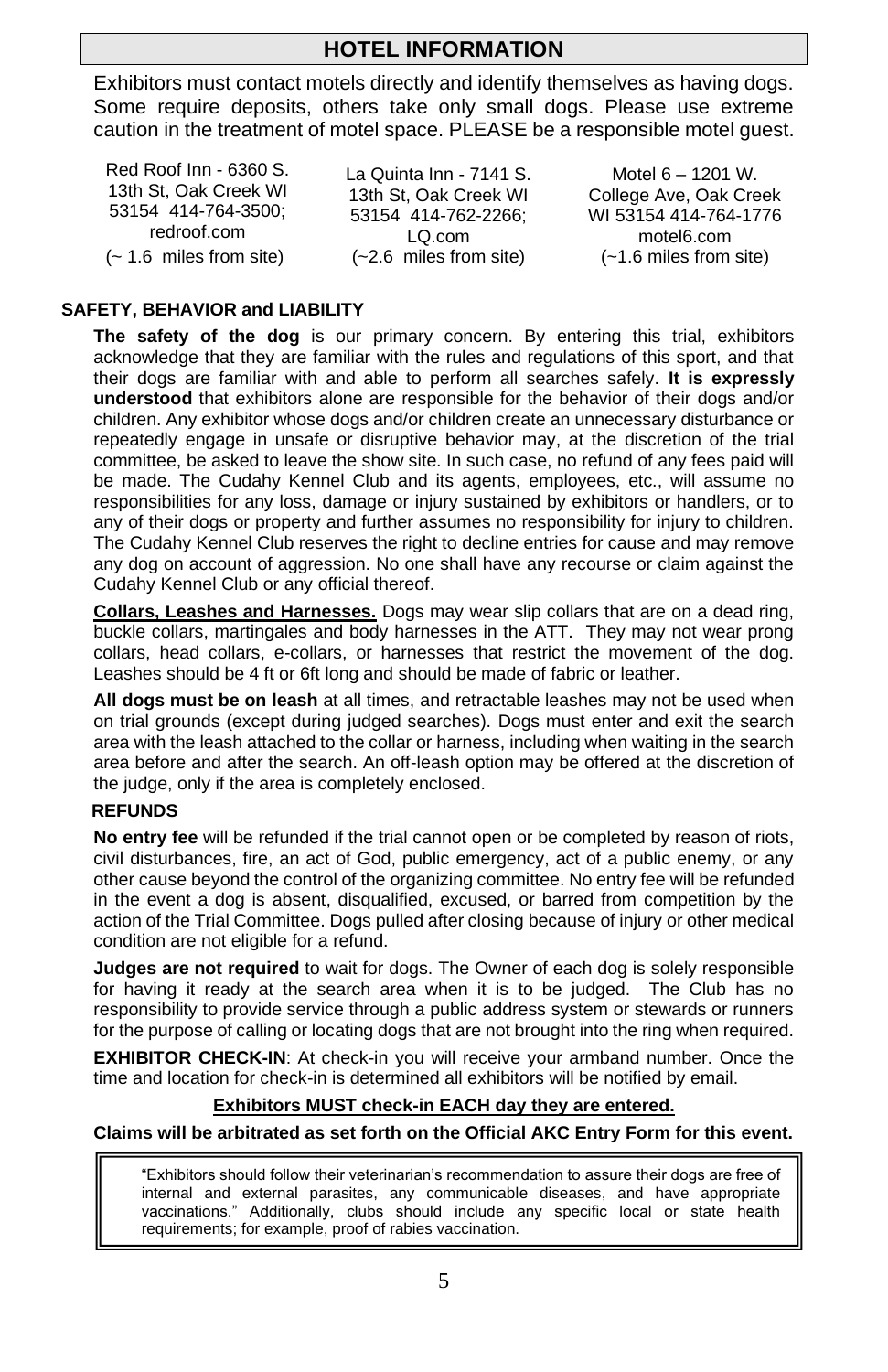## HOTEL INFORMATION

Exhibitors must contact motels directly and identify themselves as having dogs. Some require deposits, others take only small dogs. Please use extreme caution in the treatment of motel space. PLEASE be a responsible motel guest.

| Red Roof Inn - 6360 S. 13th St, Oak Creek WI 53154 414-764-3500; redroof.com (~ 1.6 miles from site) | La Quinta Inn - 7141 S. 13th St, Oak Creek WI 53154 414-762-2266; LQ.com (~2.6 miles from site) | Motel 6 – 1201 W. College Ave, Oak Creek WI 53154 414-764-1776 motel6.com (~1.6 miles from site) |
|---|---|---|

### SAFETY, BEHAVIOR and LIABILITY

**The safety of the dog** is our primary concern. By entering this trial, exhibitors acknowledge that they are familiar with the rules and regulations of this sport, and that their dogs are familiar with and able to perform all searches safely. **It is expressly understood** that exhibitors alone are responsible for the behavior of their dogs and/or children. Any exhibitor whose dogs and/or children create an unnecessary disturbance or repeatedly engage in unsafe or disruptive behavior may, at the discretion of the trial committee, be asked to leave the show site. In such case, no refund of any fees paid will be made. The Cudahy Kennel Club and its agents, employees, etc., will assume no responsibilities for any loss, damage or injury sustained by exhibitors or handlers, or to any of their dogs or property and further assumes no responsibility for injury to children. The Cudahy Kennel Club reserves the right to decline entries for cause and may remove any dog on account of aggression. No one shall have any recourse or claim against the Cudahy Kennel Club or any official thereof.

**Collars, Leashes and Harnesses.** Dogs may wear slip collars that are on a dead ring, buckle collars, martingales and body harnesses in the ATT. They may not wear prong collars, head collars, e-collars, or harnesses that restrict the movement of the dog. Leashes should be 4 ft or 6ft long and should be made of fabric or leather.

**All dogs must be on leash** at all times, and retractable leashes may not be used when on trial grounds (except during judged searches). Dogs must enter and exit the search area with the leash attached to the collar or harness, including when waiting in the search area before and after the search. An off-leash option may be offered at the discretion of the judge, only if the area is completely enclosed.

### REFUNDS

**No entry fee** will be refunded if the trial cannot open or be completed by reason of riots, civil disturbances, fire, an act of God, public emergency, act of a public enemy, or any other cause beyond the control of the organizing committee. No entry fee will be refunded in the event a dog is absent, disqualified, excused, or barred from competition by the action of the Trial Committee. Dogs pulled after closing because of injury or other medical condition are not eligible for a refund.

**Judges are not required** to wait for dogs. The Owner of each dog is solely responsible for having it ready at the search area when it is to be judged. The Club has no responsibility to provide service through a public address system or stewards or runners for the purpose of calling or locating dogs that are not brought into the ring when required.

**EXHIBITOR CHECK-IN**: At check-in you will receive your armband number. Once the time and location for check-in is determined all exhibitors will be notified by email.

**Exhibitors MUST check-in EACH day they are entered.**

**Claims will be arbitrated as set forth on the Official AKC Entry Form for this event.**

"Exhibitors should follow their veterinarian's recommendation to assure their dogs are free of internal and external parasites, any communicable diseases, and have appropriate vaccinations." Additionally, clubs should include any specific local or state health requirements; for example, proof of rabies vaccination.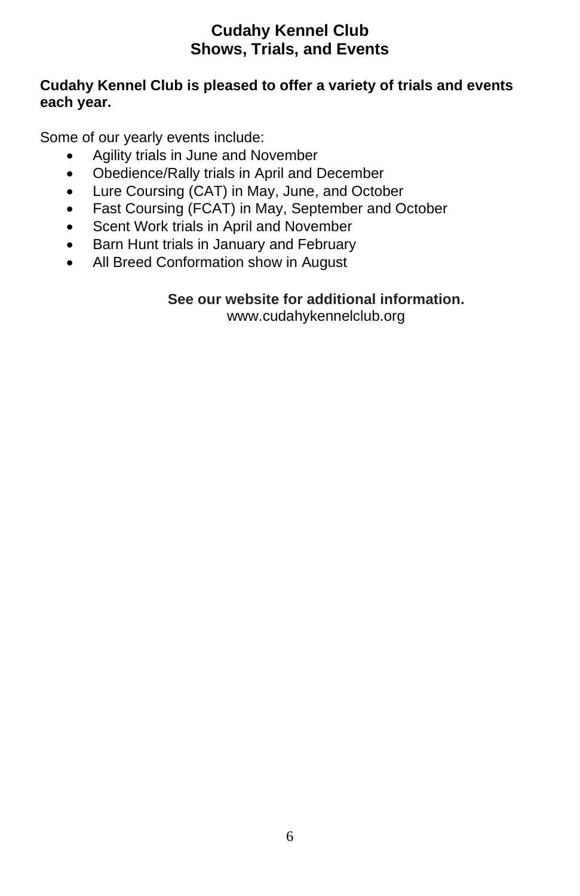# Cudahy Kennel Club
# Shows, Trials, and Events

**Cudahy Kennel Club is pleased to offer a variety of trials and events each year.**

Some of our yearly events include:

- Agility trials in June and November
- Obedience/Rally trials in April and December
- Lure Coursing (CAT) in May, June, and October
- Fast Coursing (FCAT) in May, September and October
- Scent Work trials in April and November
- Barn Hunt trials in January and February
- All Breed Conformation show in August

**See our website for additional information.**
www.cudahykennelclub.org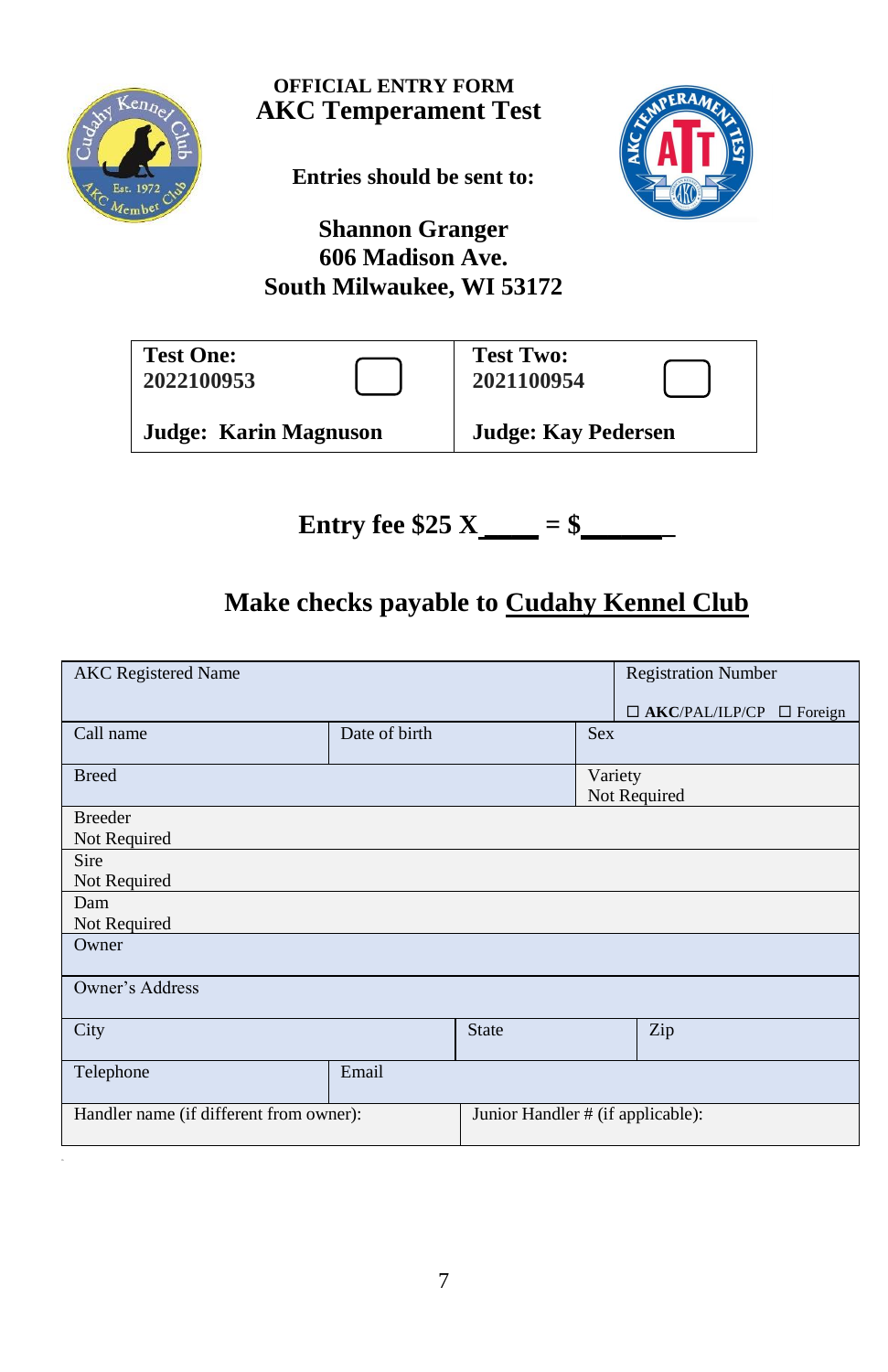**OFFICIAL ENTRY FORM**

# AKC Temperament Test

**Entries should be sent to:**

**Shannon Granger**
**606 Madison Ave.**
**South Milwaukee, WI 53172**

| **Test One: 2022100953** ☐ | **Test Two: 2021100954** ☐ |
|---|---|
| **Judge: Karin Magnuson** | **Judge: Kay Pedersen** |

**Entry fee $25 X____ = $______**

**Make checks payable to <u>Cudahy Kennel Club</u>**

| AKC Registered Name | | | Registration Number<br>☐ **AKC**/PAL/ILP/CP ☐ Foreign |
|---|---|---|---|
| Call name | Date of birth | Sex | |
| Breed | | Variety<br>Not Required | |
| Breeder<br>Not Required | | | |
| Sire<br>Not Required | | | |
| Dam<br>Not Required | | | |
| Owner | | | |
| Owner's Address | | | |
| City | State | Zip | |
| Telephone | Email | | |
| Handler name (if different from owner): | Junior Handler # (if applicable): | | |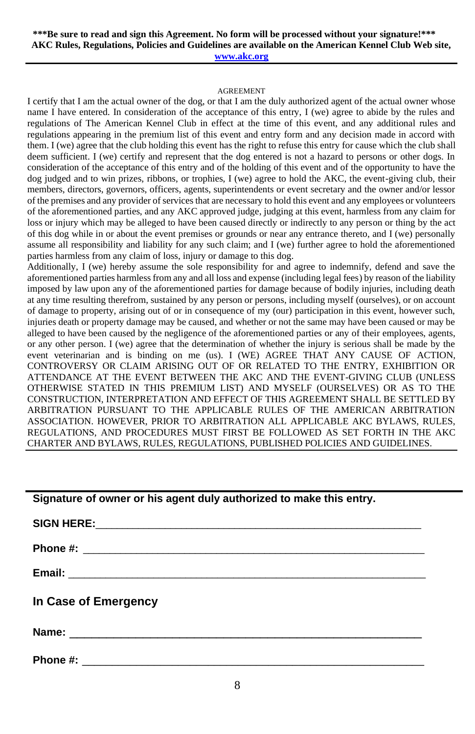**\*\*\*Be sure to read and sign this Agreement. No form will be processed without your signature!\*\*\***
**AKC Rules, Regulations, Policies and Guidelines are available on the American Kennel Club Web site, [www.akc.org](http://www.akc.org)**

---

AGREEMENT

I certify that I am the actual owner of the dog, or that I am the duly authorized agent of the actual owner whose name I have entered. In consideration of the acceptance of this entry, I (we) agree to abide by the rules and regulations of The American Kennel Club in effect at the time of this event, and any additional rules and regulations appearing in the premium list of this event and entry form and any decision made in accord with them. I (we) agree that the club holding this event has the right to refuse this entry for cause which the club shall deem sufficient. I (we) certify and represent that the dog entered is not a hazard to persons or other dogs. In consideration of the acceptance of this entry and of the holding of this event and of the opportunity to have the dog judged and to win prizes, ribbons, or trophies, I (we) agree to hold the AKC, the event-giving club, their members, directors, governors, officers, agents, superintendents or event secretary and the owner and/or lessor of the premises and any provider of services that are necessary to hold this event and any employees or volunteers of the aforementioned parties, and any AKC approved judge, judging at this event, harmless from any claim for loss or injury which may be alleged to have been caused directly or indirectly to any person or thing by the act of this dog while in or about the event premises or grounds or near any entrance thereto, and I (we) personally assume all responsibility and liability for any such claim; and I (we) further agree to hold the aforementioned parties harmless from any claim of loss, injury or damage to this dog.

Additionally, I (we) hereby assume the sole responsibility for and agree to indemnify, defend and save the aforementioned parties harmless from any and all loss and expense (including legal fees) by reason of the liability imposed by law upon any of the aforementioned parties for damage because of bodily injuries, including death at any time resulting therefrom, sustained by any person or persons, including myself (ourselves), or on account of damage to property, arising out of or in consequence of my (our) participation in this event, however such, injuries death or property damage may be caused, and whether or not the same may have been caused or may be alleged to have been caused by the negligence of the aforementioned parties or any of their employees, agents, or any other person. I (we) agree that the determination of whether the injury is serious shall be made by the event veterinarian and is binding on me (us). I (WE) AGREE THAT ANY CAUSE OF ACTION, CONTROVERSY OR CLAIM ARISING OUT OF OR RELATED TO THE ENTRY, EXHIBITION OR ATTENDANCE AT THE EVENT BETWEEN THE AKC AND THE EVENT-GIVING CLUB (UNLESS OTHERWISE STATED IN THIS PREMIUM LIST) AND MYSELF (OURSELVES) OR AS TO THE CONSTRUCTION, INTERPRETATION AND EFFECT OF THIS AGREEMENT SHALL BE SETTLED BY ARBITRATION PURSUANT TO THE APPLICABLE RULES OF THE AMERICAN ARBITRATION ASSOCIATION. HOWEVER, PRIOR TO ARBITRATION ALL APPLICABLE AKC BYLAWS, RULES, REGULATIONS, AND PROCEDURES MUST FIRST BE FOLLOWED AS SET FORTH IN THE AKC CHARTER AND BYLAWS, RULES, REGULATIONS, PUBLISHED POLICIES AND GUIDELINES.

---

**Signature of owner or his agent duly authorized to make this entry.**

**SIGN HERE:**\_\_\_\_\_\_\_\_\_\_\_\_\_\_\_\_\_\_\_\_\_\_\_\_\_\_\_\_\_\_\_\_\_\_\_\_\_\_\_\_\_\_\_\_\_\_\_\_

**Phone #:** \_\_\_\_\_\_\_\_\_\_\_\_\_\_\_\_\_\_\_\_\_\_\_\_\_\_\_\_\_\_\_\_\_\_\_\_\_\_\_\_\_\_\_\_\_\_\_\_

**Email:** \_\_\_\_\_\_\_\_\_\_\_\_\_\_\_\_\_\_\_\_\_\_\_\_\_\_\_\_\_\_\_\_\_\_\_\_\_\_\_\_\_\_\_\_\_\_\_\_

## In Case of Emergency

**Name:** \_\_\_\_\_\_\_\_\_\_\_\_\_\_\_\_\_\_\_\_\_\_\_\_\_\_\_\_\_\_\_\_\_\_\_\_\_\_\_\_\_\_\_\_\_\_\_\_

**Phone #:** \_\_\_\_\_\_\_\_\_\_\_\_\_\_\_\_\_\_\_\_\_\_\_\_\_\_\_\_\_\_\_\_\_\_\_\_\_\_\_\_\_\_\_\_\_\_\_\_